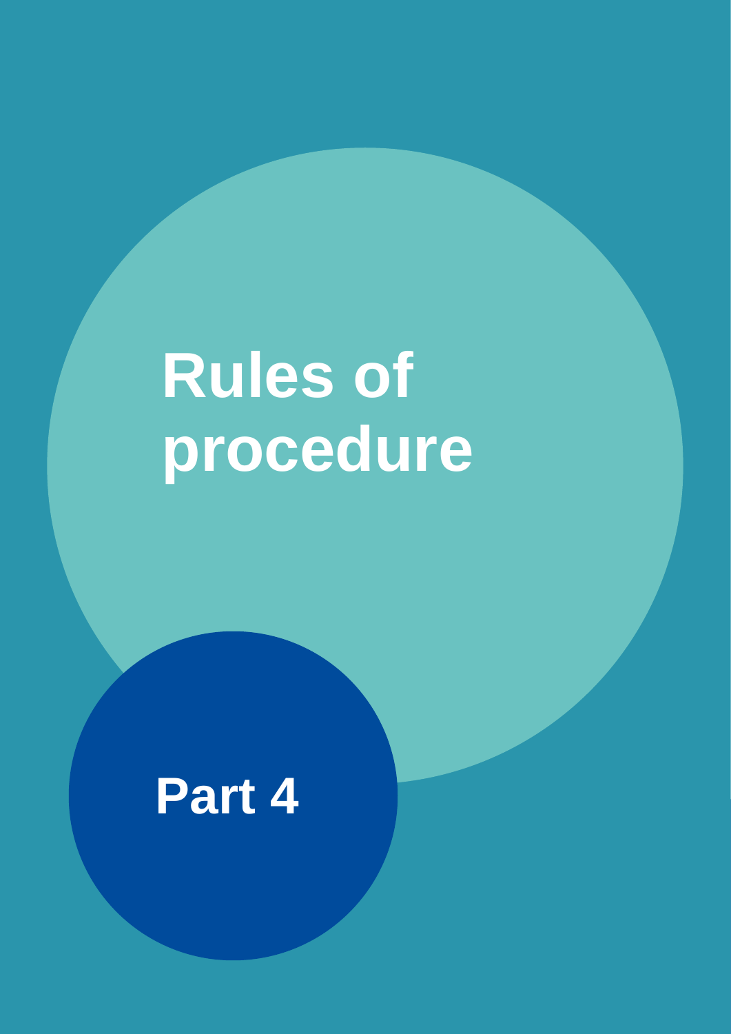# Rules of procedure

## Part 4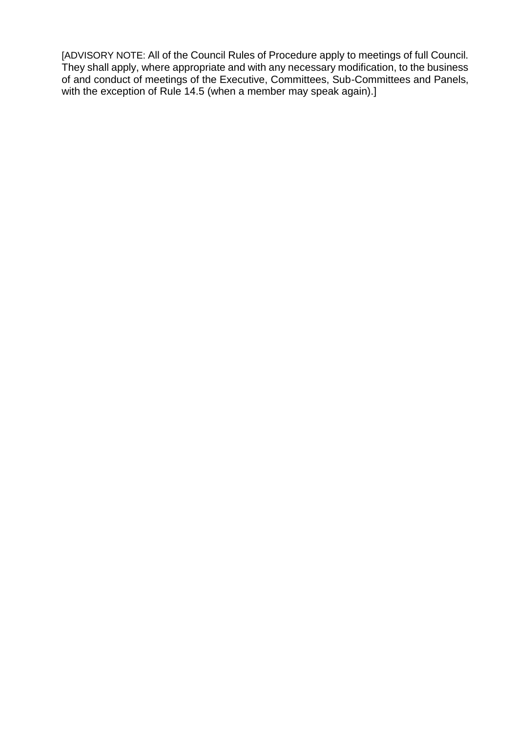[ADVISORY NOTE: All of the Council Rules of Procedure apply to meetings of full Council. They shall apply, where appropriate and with any necessary modification, to the business of and conduct of meetings of the Executive, Committees, Sub-Committees and Panels, with the exception of Rule 14.5 (when a member may speak again).]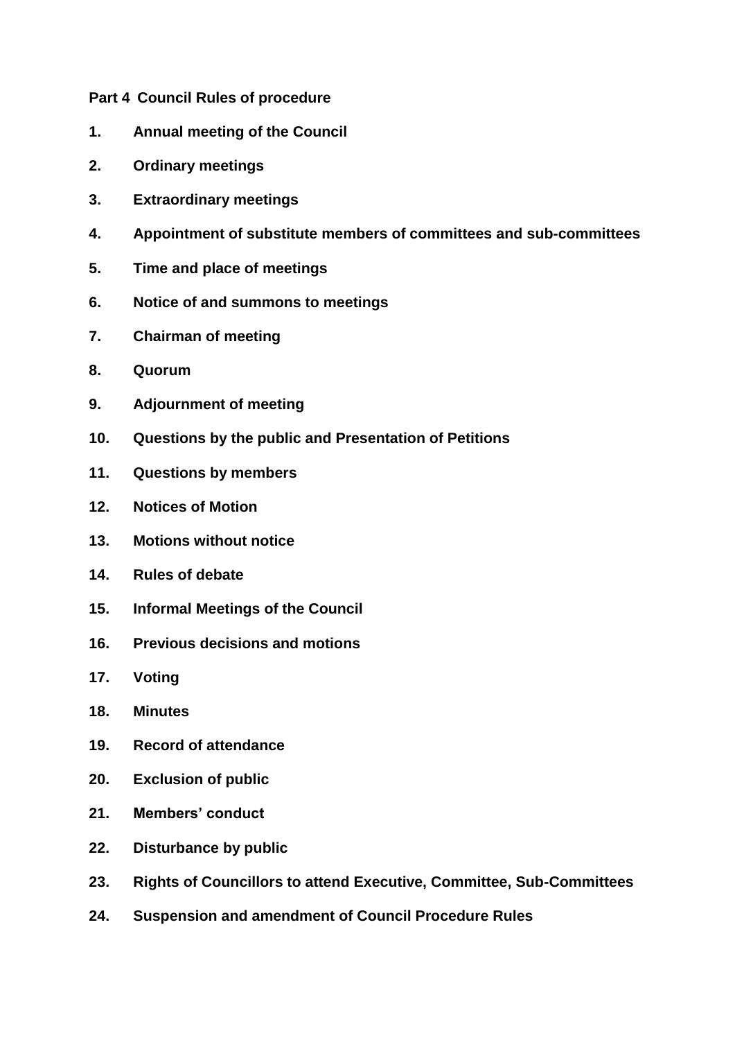**Part 4 Council Rules of procedure**

**1. Annual meeting of the Council**

**2. Ordinary meetings**

**3. Extraordinary meetings**

**4. Appointment of substitute members of committees and sub-committees**

**5. Time and place of meetings**

**6. Notice of and summons to meetings**

**7. Chairman of meeting**

**8. Quorum**

**9. Adjournment of meeting**

**10. Questions by the public and Presentation of Petitions**

**11. Questions by members**

**12. Notices of Motion**

**13. Motions without notice**

**14. Rules of debate**

**15. Informal Meetings of the Council**

**16. Previous decisions and motions**

**17. Voting**

**18. Minutes**

**19. Record of attendance**

**20. Exclusion of public**

**21. Members' conduct**

**22. Disturbance by public**

**23. Rights of Councillors to attend Executive, Committee, Sub-Committees**

**24. Suspension and amendment of Council Procedure Rules**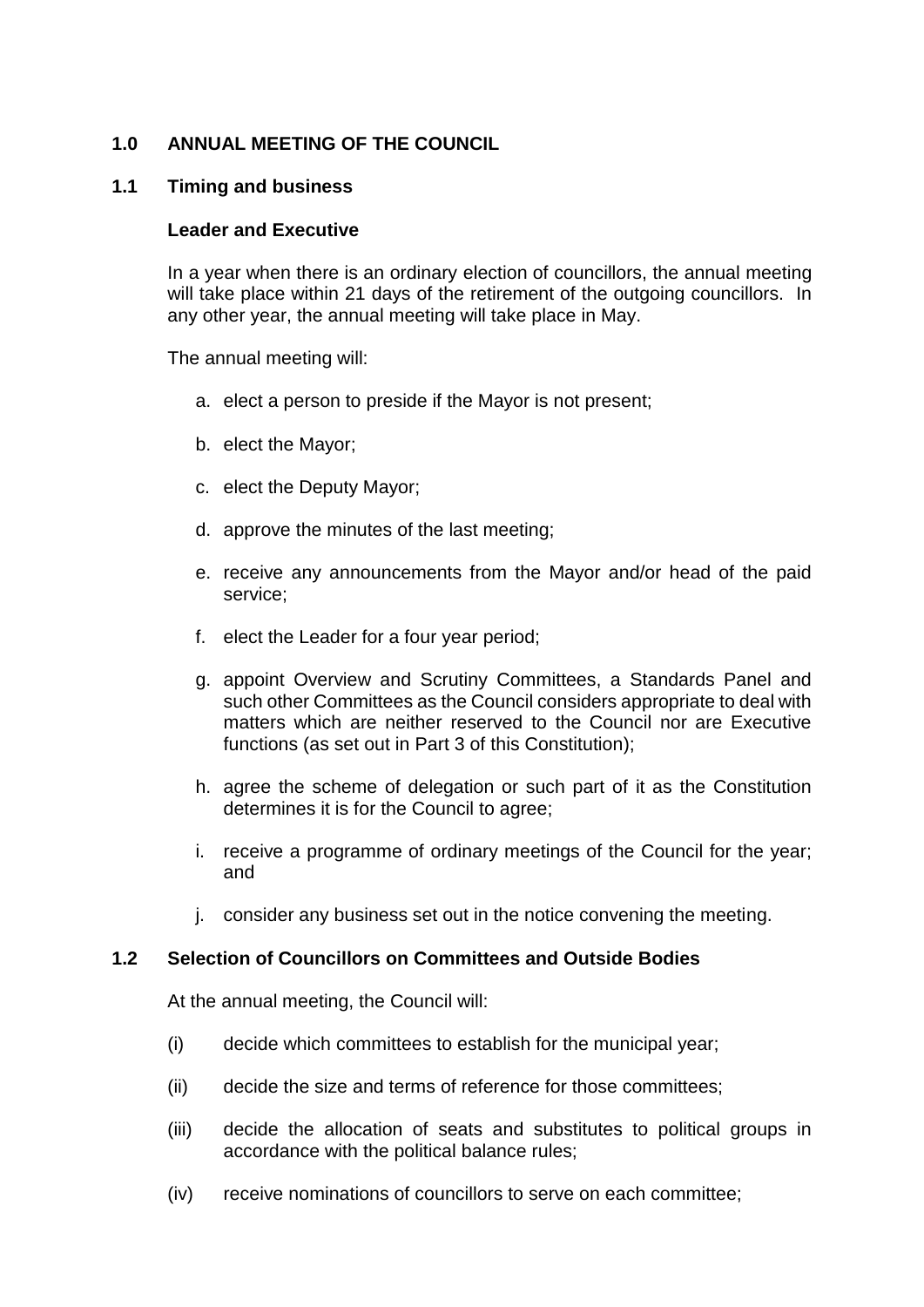## 1.0 ANNUAL MEETING OF THE COUNCIL

### 1.1 Timing and business

**Leader and Executive**

In a year when there is an ordinary election of councillors, the annual meeting will take place within 21 days of the retirement of the outgoing councillors. In any other year, the annual meeting will take place in May.

The annual meeting will:

a. elect a person to preside if the Mayor is not present;

b. elect the Mayor;

c. elect the Deputy Mayor;

d. approve the minutes of the last meeting;

e. receive any announcements from the Mayor and/or head of the paid service;

f. elect the Leader for a four year period;

g. appoint Overview and Scrutiny Committees, a Standards Panel and such other Committees as the Council considers appropriate to deal with matters which are neither reserved to the Council nor are Executive functions (as set out in Part 3 of this Constitution);

h. agree the scheme of delegation or such part of it as the Constitution determines it is for the Council to agree;

i. receive a programme of ordinary meetings of the Council for the year; and

j. consider any business set out in the notice convening the meeting.

### 1.2 Selection of Councillors on Committees and Outside Bodies

At the annual meeting, the Council will:

(i) decide which committees to establish for the municipal year;

(ii) decide the size and terms of reference for those committees;

(iii) decide the allocation of seats and substitutes to political groups in accordance with the political balance rules;

(iv) receive nominations of councillors to serve on each committee;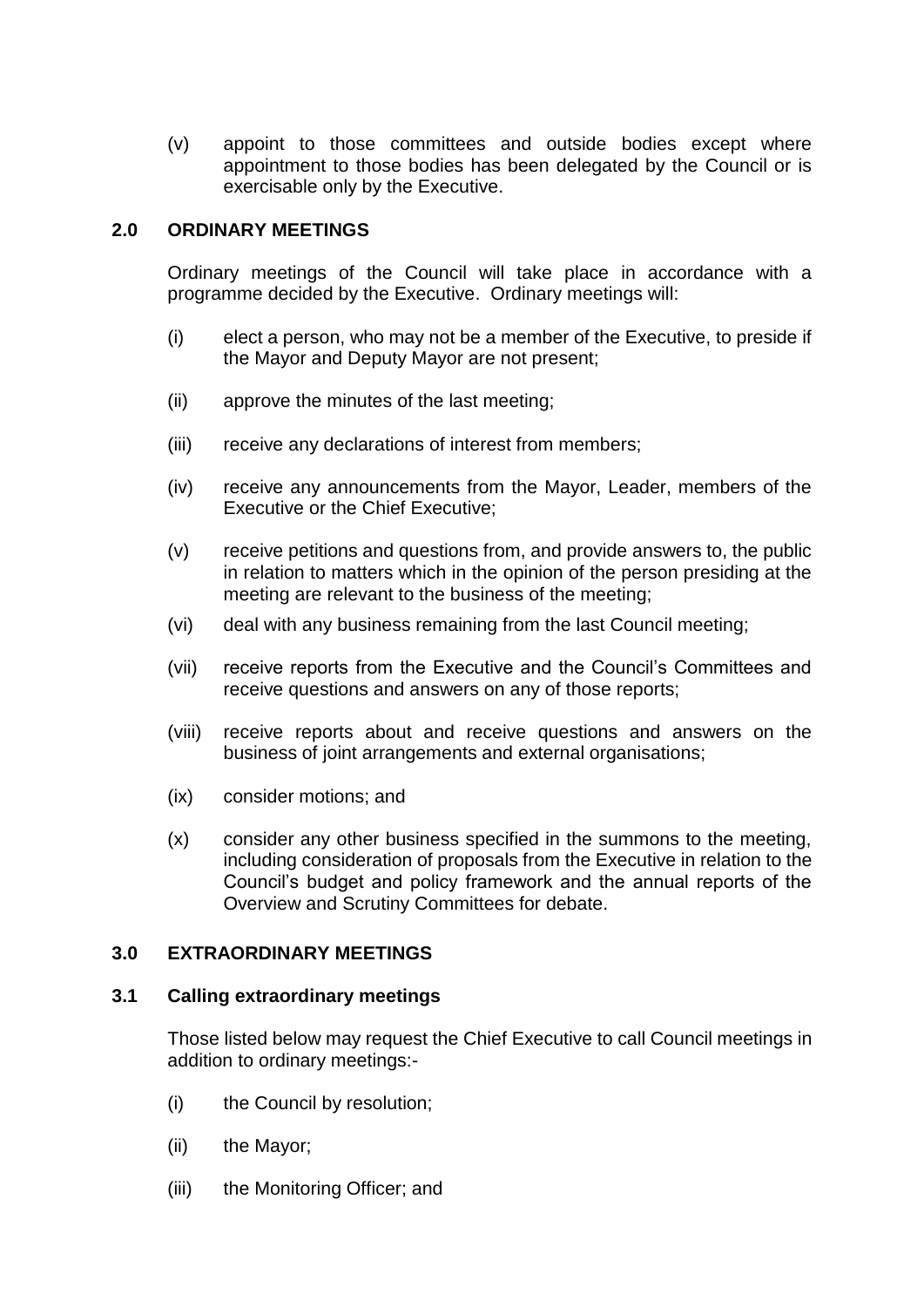(v) appoint to those committees and outside bodies except where appointment to those bodies has been delegated by the Council or is exercisable only by the Executive.

## 2.0 ORDINARY MEETINGS

Ordinary meetings of the Council will take place in accordance with a programme decided by the Executive. Ordinary meetings will:

(i) elect a person, who may not be a member of the Executive, to preside if the Mayor and Deputy Mayor are not present;

(ii) approve the minutes of the last meeting;

(iii) receive any declarations of interest from members;

(iv) receive any announcements from the Mayor, Leader, members of the Executive or the Chief Executive;

(v) receive petitions and questions from, and provide answers to, the public in relation to matters which in the opinion of the person presiding at the meeting are relevant to the business of the meeting;

(vi) deal with any business remaining from the last Council meeting;

(vii) receive reports from the Executive and the Council's Committees and receive questions and answers on any of those reports;

(viii) receive reports about and receive questions and answers on the business of joint arrangements and external organisations;

(ix) consider motions; and

(x) consider any other business specified in the summons to the meeting, including consideration of proposals from the Executive in relation to the Council's budget and policy framework and the annual reports of the Overview and Scrutiny Committees for debate.

## 3.0 EXTRAORDINARY MEETINGS

### 3.1 Calling extraordinary meetings

Those listed below may request the Chief Executive to call Council meetings in addition to ordinary meetings:-

(i) the Council by resolution;

(ii) the Mayor;

(iii) the Monitoring Officer; and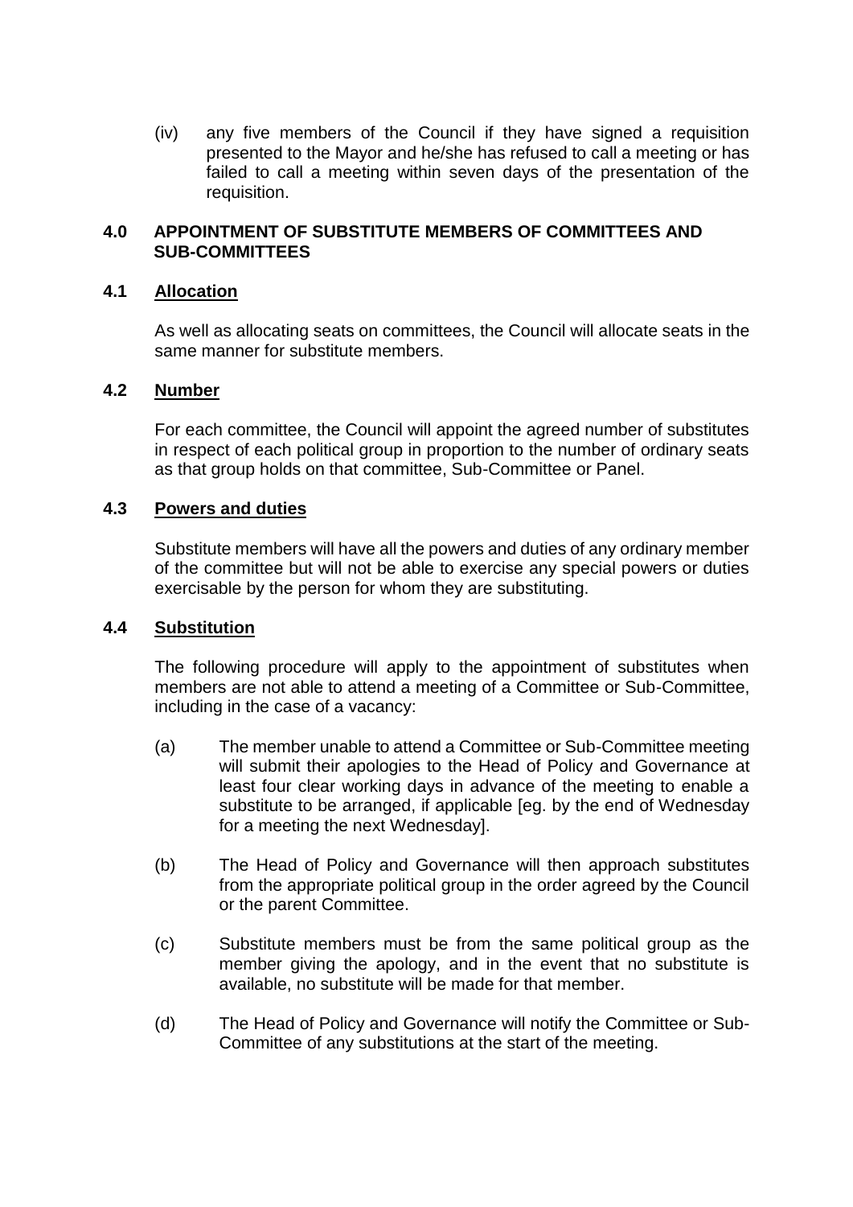(iv) any five members of the Council if they have signed a requisition presented to the Mayor and he/she has refused to call a meeting or has failed to call a meeting within seven days of the presentation of the requisition.

## 4.0 APPOINTMENT OF SUBSTITUTE MEMBERS OF COMMITTEES AND SUB-COMMITTEES

### 4.1 Allocation

As well as allocating seats on committees, the Council will allocate seats in the same manner for substitute members.

### 4.2 Number

For each committee, the Council will appoint the agreed number of substitutes in respect of each political group in proportion to the number of ordinary seats as that group holds on that committee, Sub-Committee or Panel.

### 4.3 Powers and duties

Substitute members will have all the powers and duties of any ordinary member of the committee but will not be able to exercise any special powers or duties exercisable by the person for whom they are substituting.

### 4.4 Substitution

The following procedure will apply to the appointment of substitutes when members are not able to attend a meeting of a Committee or Sub-Committee, including in the case of a vacancy:

(a) The member unable to attend a Committee or Sub-Committee meeting will submit their apologies to the Head of Policy and Governance at least four clear working days in advance of the meeting to enable a substitute to be arranged, if applicable [eg. by the end of Wednesday for a meeting the next Wednesday].

(b) The Head of Policy and Governance will then approach substitutes from the appropriate political group in the order agreed by the Council or the parent Committee.

(c) Substitute members must be from the same political group as the member giving the apology, and in the event that no substitute is available, no substitute will be made for that member.

(d) The Head of Policy and Governance will notify the Committee or Sub-Committee of any substitutions at the start of the meeting.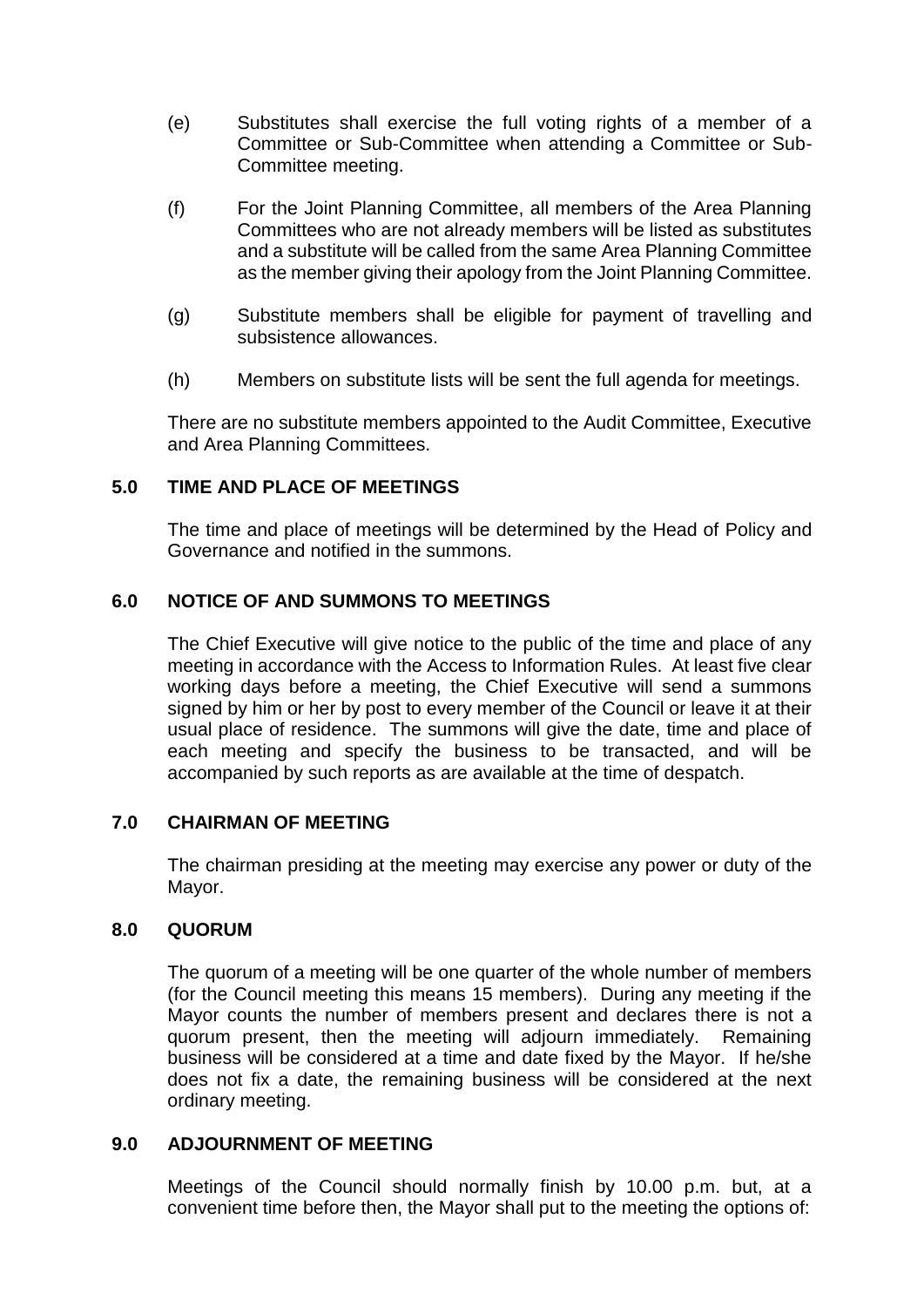(e) Substitutes shall exercise the full voting rights of a member of a Committee or Sub-Committee when attending a Committee or Sub-Committee meeting.

(f) For the Joint Planning Committee, all members of the Area Planning Committees who are not already members will be listed as substitutes and a substitute will be called from the same Area Planning Committee as the member giving their apology from the Joint Planning Committee.

(g) Substitute members shall be eligible for payment of travelling and subsistence allowances.

(h) Members on substitute lists will be sent the full agenda for meetings.

There are no substitute members appointed to the Audit Committee, Executive and Area Planning Committees.

## 5.0 TIME AND PLACE OF MEETINGS

The time and place of meetings will be determined by the Head of Policy and Governance and notified in the summons.

## 6.0 NOTICE OF AND SUMMONS TO MEETINGS

The Chief Executive will give notice to the public of the time and place of any meeting in accordance with the Access to Information Rules. At least five clear working days before a meeting, the Chief Executive will send a summons signed by him or her by post to every member of the Council or leave it at their usual place of residence. The summons will give the date, time and place of each meeting and specify the business to be transacted, and will be accompanied by such reports as are available at the time of despatch.

## 7.0 CHAIRMAN OF MEETING

The chairman presiding at the meeting may exercise any power or duty of the Mayor.

## 8.0 QUORUM

The quorum of a meeting will be one quarter of the whole number of members (for the Council meeting this means 15 members). During any meeting if the Mayor counts the number of members present and declares there is not a quorum present, then the meeting will adjourn immediately. Remaining business will be considered at a time and date fixed by the Mayor. If he/she does not fix a date, the remaining business will be considered at the next ordinary meeting.

## 9.0 ADJOURNMENT OF MEETING

Meetings of the Council should normally finish by 10.00 p.m. but, at a convenient time before then, the Mayor shall put to the meeting the options of: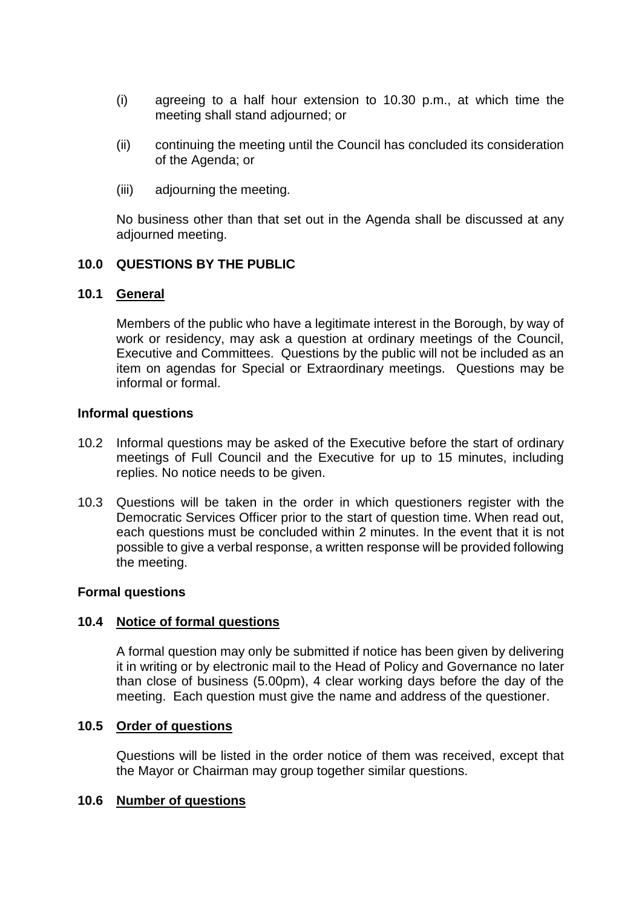(i) agreeing to a half hour extension to 10.30 p.m., at which time the meeting shall stand adjourned; or

(ii) continuing the meeting until the Council has concluded its consideration of the Agenda; or

(iii) adjourning the meeting.

No business other than that set out in the Agenda shall be discussed at any adjourned meeting.

## 10.0 QUESTIONS BY THE PUBLIC

### 10.1 General

Members of the public who have a legitimate interest in the Borough, by way of work or residency, may ask a question at ordinary meetings of the Council, Executive and Committees. Questions by the public will not be included as an item on agendas for Special or Extraordinary meetings. Questions may be informal or formal.

**Informal questions**

10.2 Informal questions may be asked of the Executive before the start of ordinary meetings of Full Council and the Executive for up to 15 minutes, including replies. No notice needs to be given.

10.3 Questions will be taken in the order in which questioners register with the Democratic Services Officer prior to the start of question time. When read out, each questions must be concluded within 2 minutes. In the event that it is not possible to give a verbal response, a written response will be provided following the meeting.

**Formal questions**

### 10.4 Notice of formal questions

A formal question may only be submitted if notice has been given by delivering it in writing or by electronic mail to the Head of Policy and Governance no later than close of business (5.00pm), 4 clear working days before the day of the meeting. Each question must give the name and address of the questioner.

### 10.5 Order of questions

Questions will be listed in the order notice of them was received, except that the Mayor or Chairman may group together similar questions.

### 10.6 Number of questions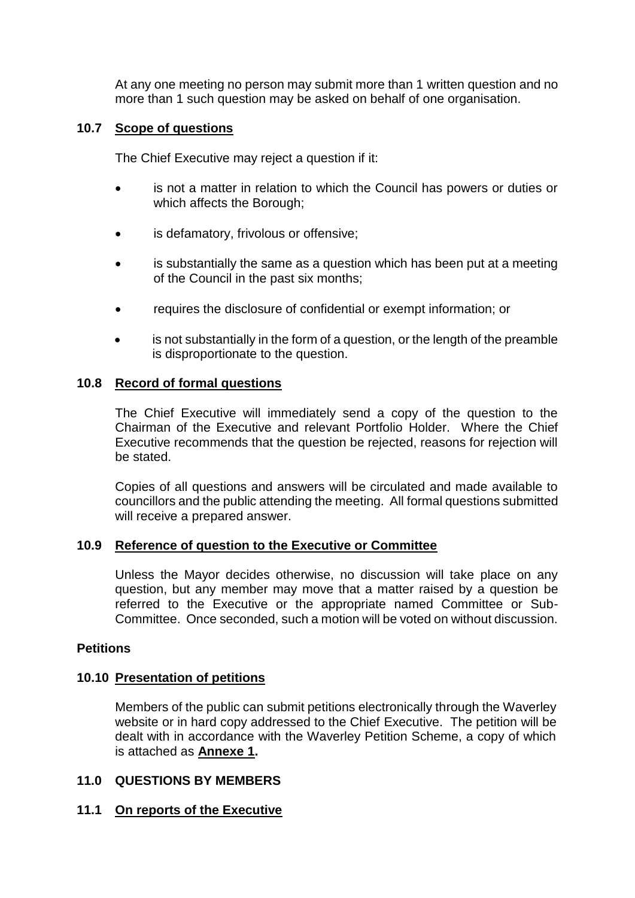At any one meeting no person may submit more than 1 written question and no more than 1 such question may be asked on behalf of one organisation.

### 10.7 Scope of questions

The Chief Executive may reject a question if it:

- is not a matter in relation to which the Council has powers or duties or which affects the Borough;
- is defamatory, frivolous or offensive;
- is substantially the same as a question which has been put at a meeting of the Council in the past six months;
- requires the disclosure of confidential or exempt information; or
- is not substantially in the form of a question, or the length of the preamble is disproportionate to the question.

### 10.8 Record of formal questions

The Chief Executive will immediately send a copy of the question to the Chairman of the Executive and relevant Portfolio Holder. Where the Chief Executive recommends that the question be rejected, reasons for rejection will be stated.

Copies of all questions and answers will be circulated and made available to councillors and the public attending the meeting. All formal questions submitted will receive a prepared answer.

### 10.9 Reference of question to the Executive or Committee

Unless the Mayor decides otherwise, no discussion will take place on any question, but any member may move that a matter raised by a question be referred to the Executive or the appropriate named Committee or Sub-Committee. Once seconded, such a motion will be voted on without discussion.

**Petitions**

### 10.10 Presentation of petitions

Members of the public can submit petitions electronically through the Waverley website or in hard copy addressed to the Chief Executive. The petition will be dealt with in accordance with the Waverley Petition Scheme, a copy of which is attached as **Annexe 1.**

## 11.0 QUESTIONS BY MEMBERS

### 11.1 On reports of the Executive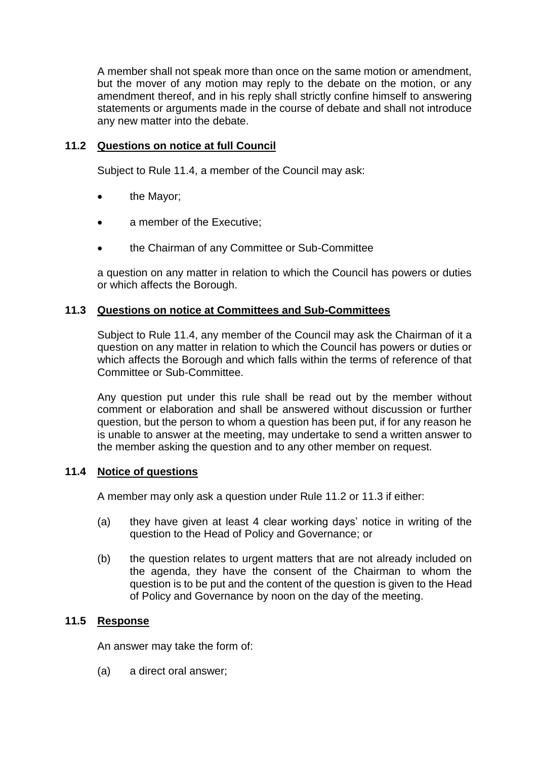A member shall not speak more than once on the same motion or amendment, but the mover of any motion may reply to the debate on the motion, or any amendment thereof, and in his reply shall strictly confine himself to answering statements or arguments made in the course of debate and shall not introduce any new matter into the debate.

### 11.2 Questions on notice at full Council

Subject to Rule 11.4, a member of the Council may ask:

- the Mayor;
- a member of the Executive;
- the Chairman of any Committee or Sub-Committee

a question on any matter in relation to which the Council has powers or duties or which affects the Borough.

### 11.3 Questions on notice at Committees and Sub-Committees

Subject to Rule 11.4, any member of the Council may ask the Chairman of it a question on any matter in relation to which the Council has powers or duties or which affects the Borough and which falls within the terms of reference of that Committee or Sub-Committee.

Any question put under this rule shall be read out by the member without comment or elaboration and shall be answered without discussion or further question, but the person to whom a question has been put, if for any reason he is unable to answer at the meeting, may undertake to send a written answer to the member asking the question and to any other member on request.

### 11.4 Notice of questions

A member may only ask a question under Rule 11.2 or 11.3 if either:

(a) they have given at least 4 clear working days' notice in writing of the question to the Head of Policy and Governance; or

(b) the question relates to urgent matters that are not already included on the agenda, they have the consent of the Chairman to whom the question is to be put and the content of the question is given to the Head of Policy and Governance by noon on the day of the meeting.

### 11.5 Response

An answer may take the form of:

(a) a direct oral answer;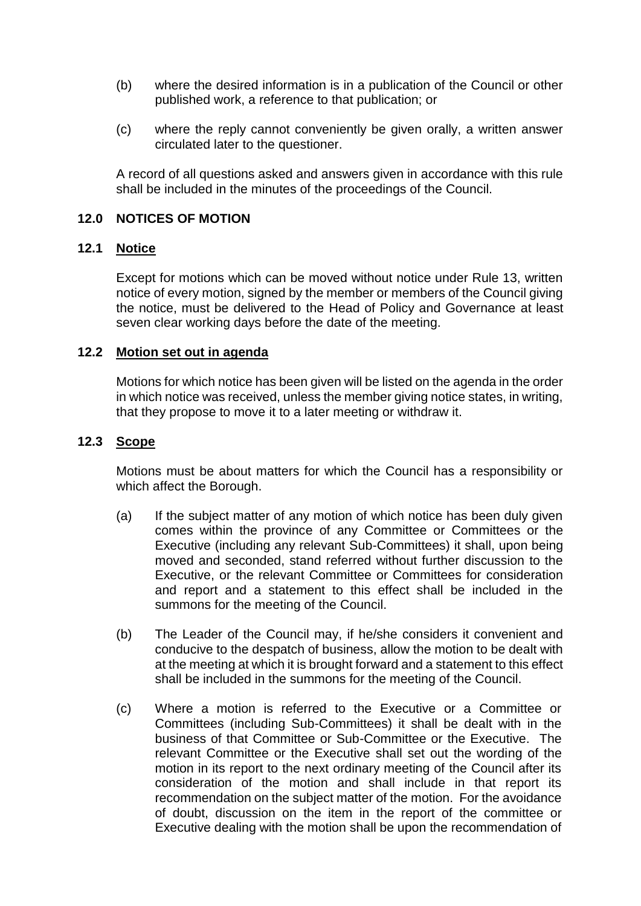(b) where the desired information is in a publication of the Council or other published work, a reference to that publication; or

(c) where the reply cannot conveniently be given orally, a written answer circulated later to the questioner.

A record of all questions asked and answers given in accordance with this rule shall be included in the minutes of the proceedings of the Council.

## 12.0 NOTICES OF MOTION

### 12.1 Notice

Except for motions which can be moved without notice under Rule 13, written notice of every motion, signed by the member or members of the Council giving the notice, must be delivered to the Head of Policy and Governance at least seven clear working days before the date of the meeting.

### 12.2 Motion set out in agenda

Motions for which notice has been given will be listed on the agenda in the order in which notice was received, unless the member giving notice states, in writing, that they propose to move it to a later meeting or withdraw it.

### 12.3 Scope

Motions must be about matters for which the Council has a responsibility or which affect the Borough.

(a) If the subject matter of any motion of which notice has been duly given comes within the province of any Committee or Committees or the Executive (including any relevant Sub-Committees) it shall, upon being moved and seconded, stand referred without further discussion to the Executive, or the relevant Committee or Committees for consideration and report and a statement to this effect shall be included in the summons for the meeting of the Council.

(b) The Leader of the Council may, if he/she considers it convenient and conducive to the despatch of business, allow the motion to be dealt with at the meeting at which it is brought forward and a statement to this effect shall be included in the summons for the meeting of the Council.

(c) Where a motion is referred to the Executive or a Committee or Committees (including Sub-Committees) it shall be dealt with in the business of that Committee or Sub-Committee or the Executive. The relevant Committee or the Executive shall set out the wording of the motion in its report to the next ordinary meeting of the Council after its consideration of the motion and shall include in that report its recommendation on the subject matter of the motion. For the avoidance of doubt, discussion on the item in the report of the committee or Executive dealing with the motion shall be upon the recommendation of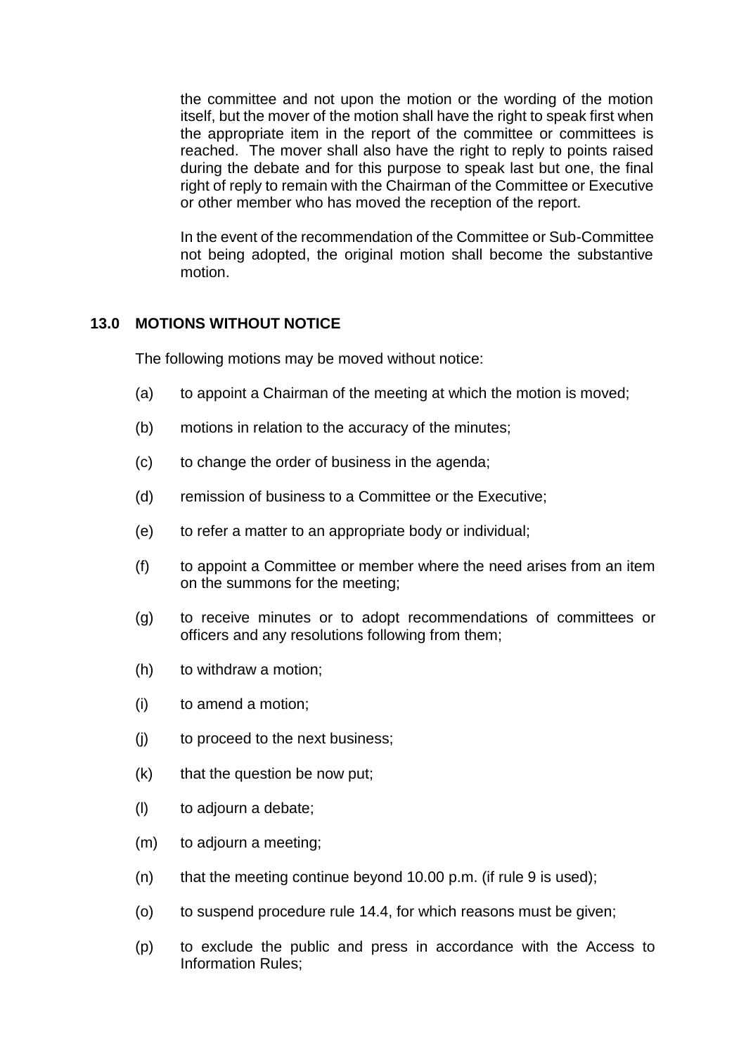the committee and not upon the motion or the wording of the motion itself, but the mover of the motion shall have the right to speak first when the appropriate item in the report of the committee or committees is reached. The mover shall also have the right to reply to points raised during the debate and for this purpose to speak last but one, the final right of reply to remain with the Chairman of the Committee or Executive or other member who has moved the reception of the report.

In the event of the recommendation of the Committee or Sub-Committee not being adopted, the original motion shall become the substantive motion.

## 13.0 MOTIONS WITHOUT NOTICE

The following motions may be moved without notice:

(a) to appoint a Chairman of the meeting at which the motion is moved;

(b) motions in relation to the accuracy of the minutes;

(c) to change the order of business in the agenda;

(d) remission of business to a Committee or the Executive;

(e) to refer a matter to an appropriate body or individual;

(f) to appoint a Committee or member where the need arises from an item on the summons for the meeting;

(g) to receive minutes or to adopt recommendations of committees or officers and any resolutions following from them;

(h) to withdraw a motion;

(i) to amend a motion;

(j) to proceed to the next business;

(k) that the question be now put;

(l) to adjourn a debate;

(m) to adjourn a meeting;

(n) that the meeting continue beyond 10.00 p.m. (if rule 9 is used);

(o) to suspend procedure rule 14.4, for which reasons must be given;

(p) to exclude the public and press in accordance with the Access to Information Rules;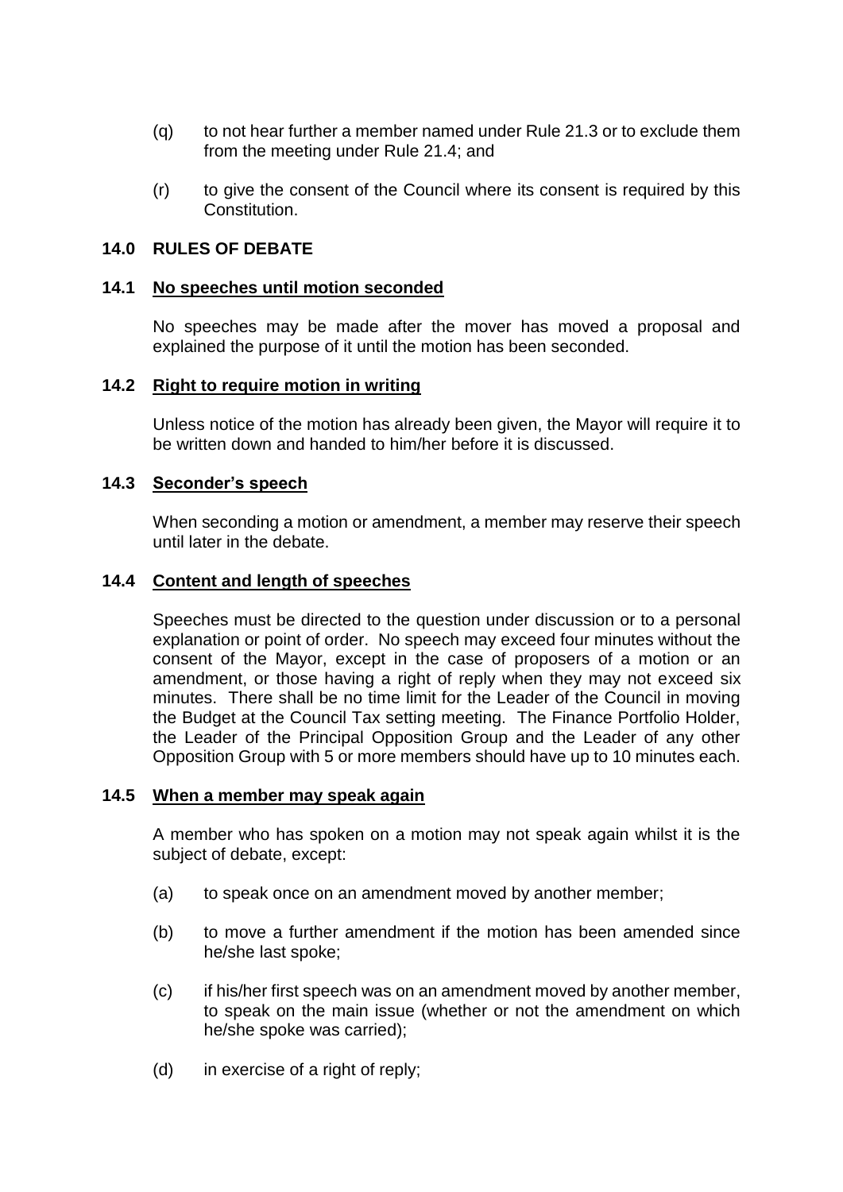(q) to not hear further a member named under Rule 21.3 or to exclude them from the meeting under Rule 21.4; and

(r) to give the consent of the Council where its consent is required by this Constitution.

## 14.0 RULES OF DEBATE

### 14.1 No speeches until motion seconded

No speeches may be made after the mover has moved a proposal and explained the purpose of it until the motion has been seconded.

### 14.2 Right to require motion in writing

Unless notice of the motion has already been given, the Mayor will require it to be written down and handed to him/her before it is discussed.

### 14.3 Seconder's speech

When seconding a motion or amendment, a member may reserve their speech until later in the debate.

### 14.4 Content and length of speeches

Speeches must be directed to the question under discussion or to a personal explanation or point of order. No speech may exceed four minutes without the consent of the Mayor, except in the case of proposers of a motion or an amendment, or those having a right of reply when they may not exceed six minutes. There shall be no time limit for the Leader of the Council in moving the Budget at the Council Tax setting meeting. The Finance Portfolio Holder, the Leader of the Principal Opposition Group and the Leader of any other Opposition Group with 5 or more members should have up to 10 minutes each.

### 14.5 When a member may speak again

A member who has spoken on a motion may not speak again whilst it is the subject of debate, except:

(a) to speak once on an amendment moved by another member;

(b) to move a further amendment if the motion has been amended since he/she last spoke;

(c) if his/her first speech was on an amendment moved by another member, to speak on the main issue (whether or not the amendment on which he/she spoke was carried);

(d) in exercise of a right of reply;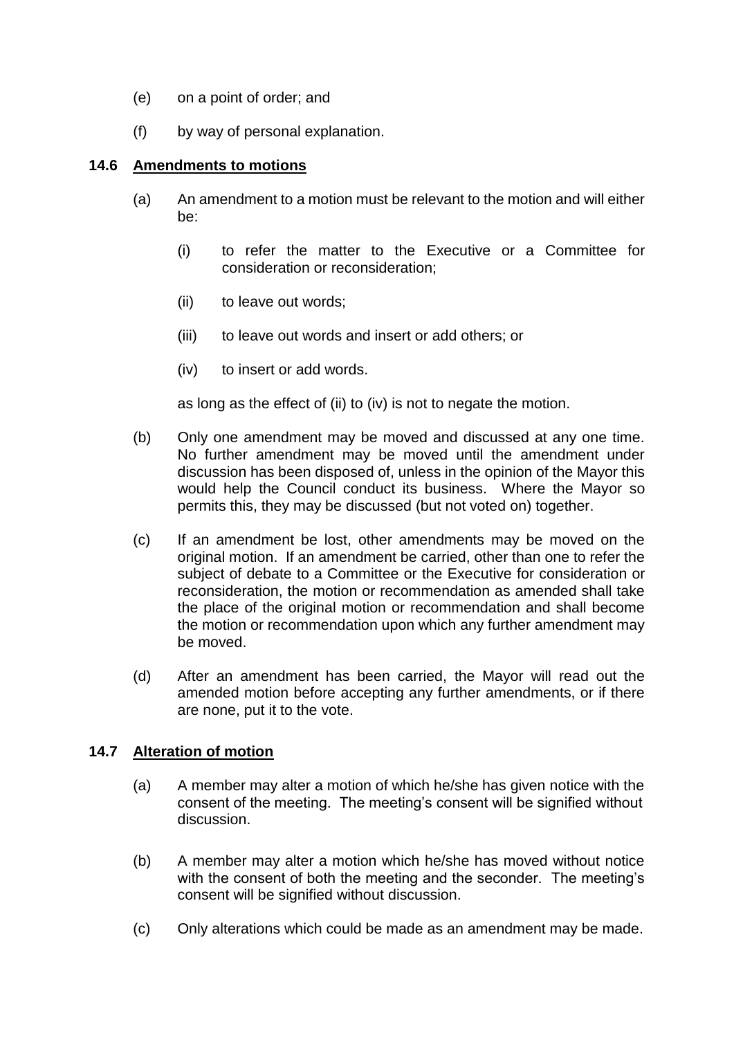(e) on a point of order; and

(f) by way of personal explanation.

### 14.6 Amendments to motions

(a) An amendment to a motion must be relevant to the motion and will either be:

  (i) to refer the matter to the Executive or a Committee for consideration or reconsideration;

  (ii) to leave out words;

  (iii) to leave out words and insert or add others; or

  (iv) to insert or add words.

  as long as the effect of (ii) to (iv) is not to negate the motion.

(b) Only one amendment may be moved and discussed at any one time. No further amendment may be moved until the amendment under discussion has been disposed of, unless in the opinion of the Mayor this would help the Council conduct its business. Where the Mayor so permits this, they may be discussed (but not voted on) together.

(c) If an amendment be lost, other amendments may be moved on the original motion. If an amendment be carried, other than one to refer the subject of debate to a Committee or the Executive for consideration or reconsideration, the motion or recommendation as amended shall take the place of the original motion or recommendation and shall become the motion or recommendation upon which any further amendment may be moved.

(d) After an amendment has been carried, the Mayor will read out the amended motion before accepting any further amendments, or if there are none, put it to the vote.

### 14.7 Alteration of motion

(a) A member may alter a motion of which he/she has given notice with the consent of the meeting. The meeting's consent will be signified without discussion.

(b) A member may alter a motion which he/she has moved without notice with the consent of both the meeting and the seconder. The meeting's consent will be signified without discussion.

(c) Only alterations which could be made as an amendment may be made.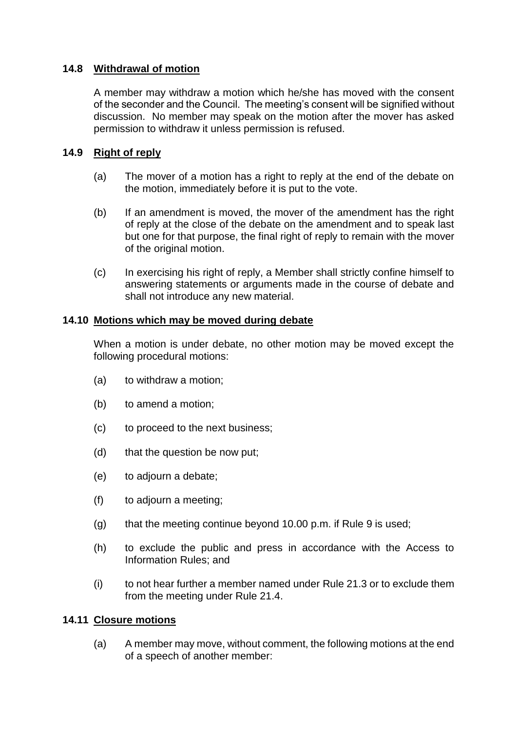### 14.8 Withdrawal of motion

A member may withdraw a motion which he/she has moved with the consent of the seconder and the Council. The meeting's consent will be signified without discussion. No member may speak on the motion after the mover has asked permission to withdraw it unless permission is refused.

### 14.9 Right of reply

(a) The mover of a motion has a right to reply at the end of the debate on the motion, immediately before it is put to the vote.

(b) If an amendment is moved, the mover of the amendment has the right of reply at the close of the debate on the amendment and to speak last but one for that purpose, the final right of reply to remain with the mover of the original motion.

(c) In exercising his right of reply, a Member shall strictly confine himself to answering statements or arguments made in the course of debate and shall not introduce any new material.

### 14.10 Motions which may be moved during debate

When a motion is under debate, no other motion may be moved except the following procedural motions:

(a) to withdraw a motion;

(b) to amend a motion;

(c) to proceed to the next business;

(d) that the question be now put;

(e) to adjourn a debate;

(f) to adjourn a meeting;

(g) that the meeting continue beyond 10.00 p.m. if Rule 9 is used;

(h) to exclude the public and press in accordance with the Access to Information Rules; and

(i) to not hear further a member named under Rule 21.3 or to exclude them from the meeting under Rule 21.4.

### 14.11 Closure motions

(a) A member may move, without comment, the following motions at the end of a speech of another member: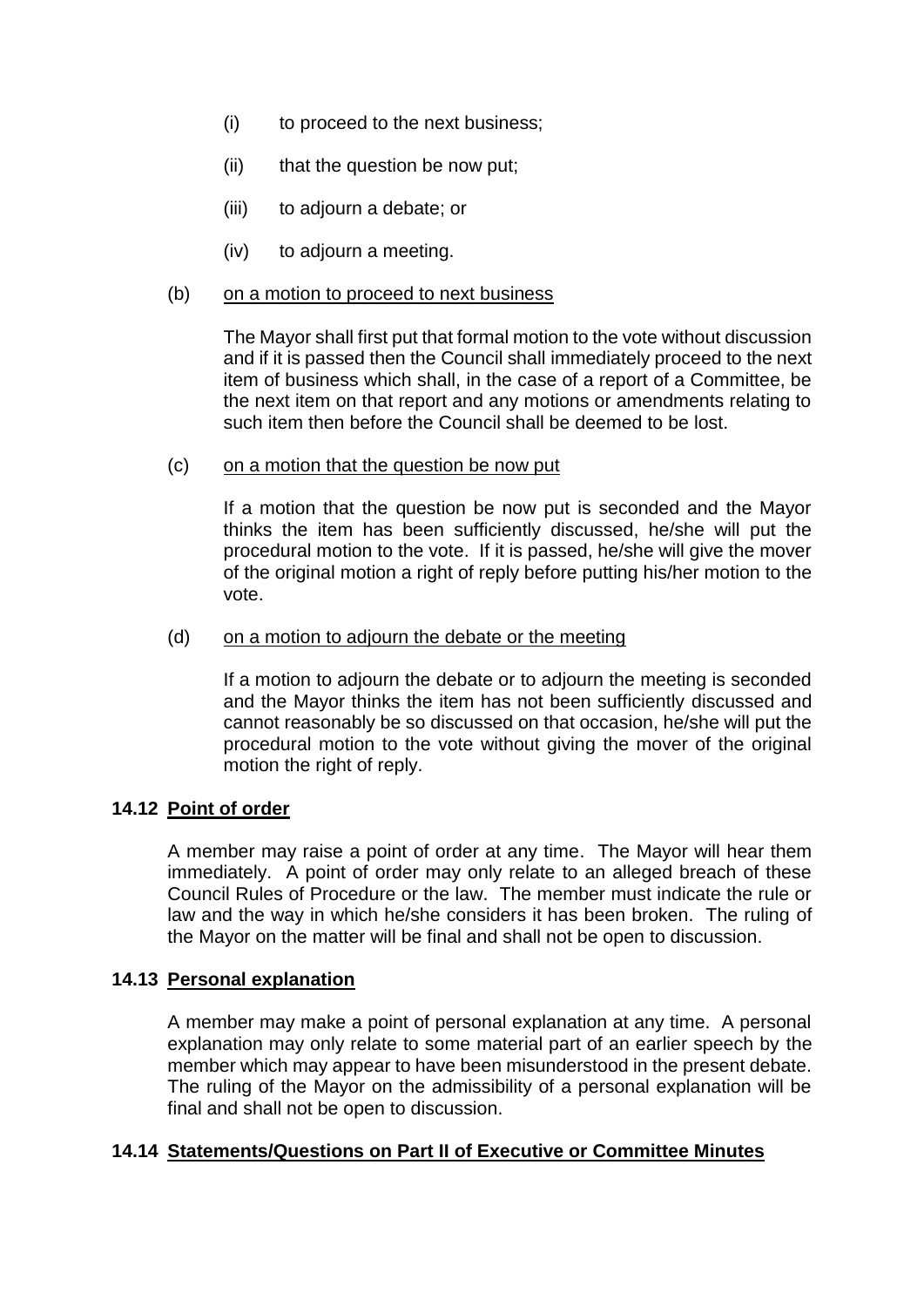(i) to proceed to the next business;

(ii) that the question be now put;

(iii) to adjourn a debate; or

(iv) to adjourn a meeting.

(b) <u>on a motion to proceed to next business</u>

The Mayor shall first put that formal motion to the vote without discussion and if it is passed then the Council shall immediately proceed to the next item of business which shall, in the case of a report of a Committee, be the next item on that report and any motions or amendments relating to such item then before the Council shall be deemed to be lost.

(c) <u>on a motion that the question be now put</u>

If a motion that the question be now put is seconded and the Mayor thinks the item has been sufficiently discussed, he/she will put the procedural motion to the vote. If it is passed, he/she will give the mover of the original motion a right of reply before putting his/her motion to the vote.

(d) <u>on a motion to adjourn the debate or the meeting</u>

If a motion to adjourn the debate or to adjourn the meeting is seconded and the Mayor thinks the item has not been sufficiently discussed and cannot reasonably be so discussed on that occasion, he/she will put the procedural motion to the vote without giving the mover of the original motion the right of reply.

### 14.12 <u>Point of order</u>

A member may raise a point of order at any time. The Mayor will hear them immediately. A point of order may only relate to an alleged breach of these Council Rules of Procedure or the law. The member must indicate the rule or law and the way in which he/she considers it has been broken. The ruling of the Mayor on the matter will be final and shall not be open to discussion.

### 14.13 <u>Personal explanation</u>

A member may make a point of personal explanation at any time. A personal explanation may only relate to some material part of an earlier speech by the member which may appear to have been misunderstood in the present debate. The ruling of the Mayor on the admissibility of a personal explanation will be final and shall not be open to discussion.

### 14.14 <u>Statements/Questions on Part II of Executive or Committee Minutes</u>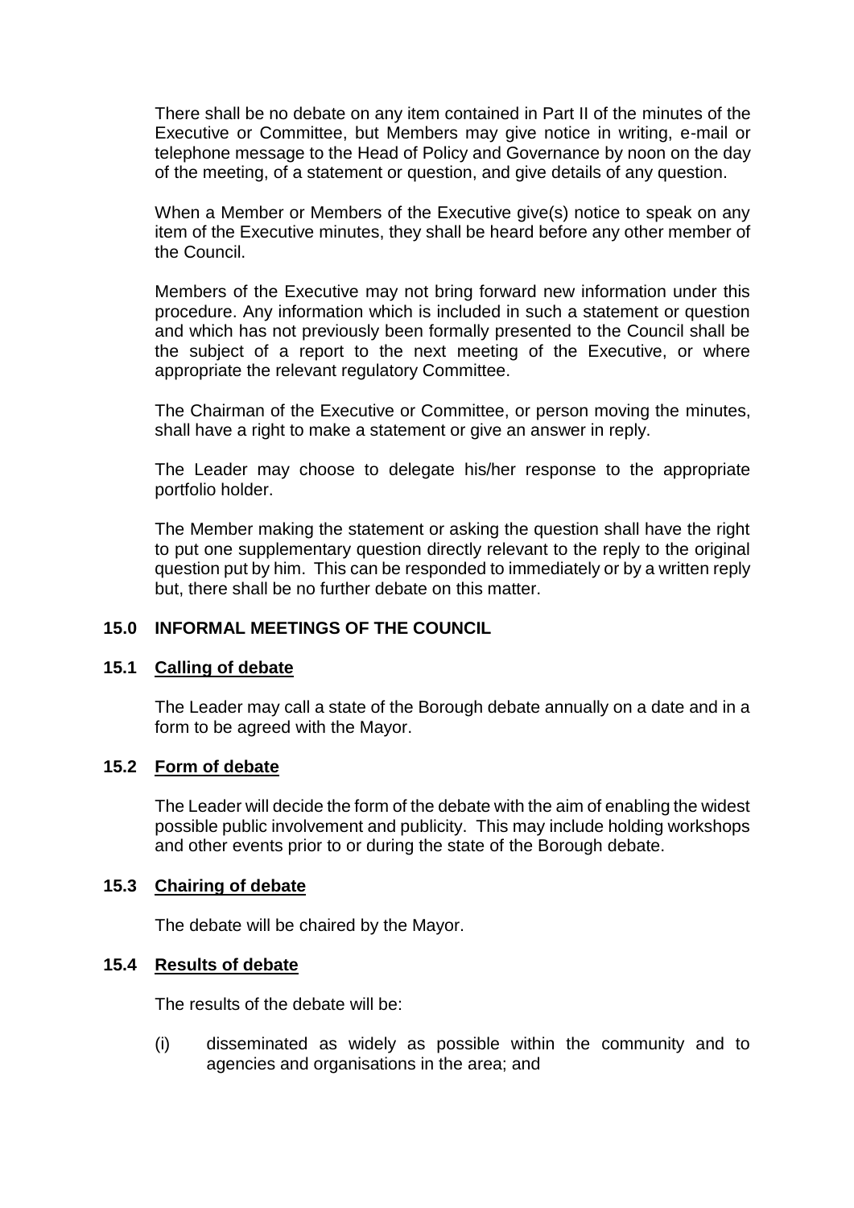There shall be no debate on any item contained in Part II of the minutes of the Executive or Committee, but Members may give notice in writing, e-mail or telephone message to the Head of Policy and Governance by noon on the day of the meeting, of a statement or question, and give details of any question.

When a Member or Members of the Executive give(s) notice to speak on any item of the Executive minutes, they shall be heard before any other member of the Council.

Members of the Executive may not bring forward new information under this procedure. Any information which is included in such a statement or question and which has not previously been formally presented to the Council shall be the subject of a report to the next meeting of the Executive, or where appropriate the relevant regulatory Committee.

The Chairman of the Executive or Committee, or person moving the minutes, shall have a right to make a statement or give an answer in reply.

The Leader may choose to delegate his/her response to the appropriate portfolio holder.

The Member making the statement or asking the question shall have the right to put one supplementary question directly relevant to the reply to the original question put by him. This can be responded to immediately or by a written reply but, there shall be no further debate on this matter.

## 15.0 INFORMAL MEETINGS OF THE COUNCIL

### 15.1 Calling of debate

The Leader may call a state of the Borough debate annually on a date and in a form to be agreed with the Mayor.

### 15.2 Form of debate

The Leader will decide the form of the debate with the aim of enabling the widest possible public involvement and publicity. This may include holding workshops and other events prior to or during the state of the Borough debate.

### 15.3 Chairing of debate

The debate will be chaired by the Mayor.

### 15.4 Results of debate

The results of the debate will be:

(i) disseminated as widely as possible within the community and to agencies and organisations in the area; and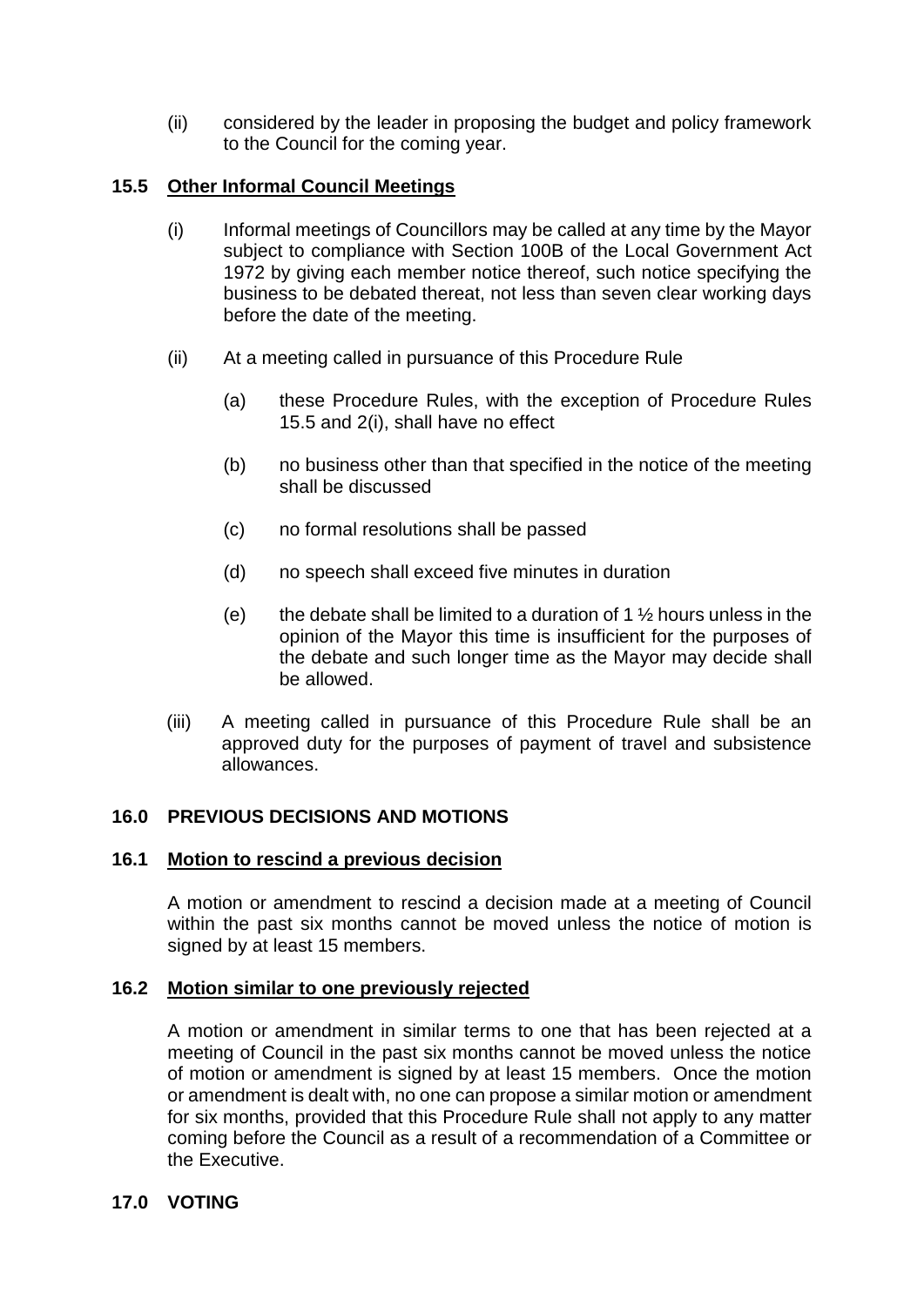(ii) considered by the leader in proposing the budget and policy framework to the Council for the coming year.

### 15.5 Other Informal Council Meetings

(i) Informal meetings of Councillors may be called at any time by the Mayor subject to compliance with Section 100B of the Local Government Act 1972 by giving each member notice thereof, such notice specifying the business to be debated thereat, not less than seven clear working days before the date of the meeting.

(ii) At a meeting called in pursuance of this Procedure Rule

   (a) these Procedure Rules, with the exception of Procedure Rules 15.5 and 2(i), shall have no effect

   (b) no business other than that specified in the notice of the meeting shall be discussed

   (c) no formal resolutions shall be passed

   (d) no speech shall exceed five minutes in duration

   (e) the debate shall be limited to a duration of 1 ½ hours unless in the opinion of the Mayor this time is insufficient for the purposes of the debate and such longer time as the Mayor may decide shall be allowed.

(iii) A meeting called in pursuance of this Procedure Rule shall be an approved duty for the purposes of payment of travel and subsistence allowances.

## 16.0 PREVIOUS DECISIONS AND MOTIONS

### 16.1 Motion to rescind a previous decision

A motion or amendment to rescind a decision made at a meeting of Council within the past six months cannot be moved unless the notice of motion is signed by at least 15 members.

### 16.2 Motion similar to one previously rejected

A motion or amendment in similar terms to one that has been rejected at a meeting of Council in the past six months cannot be moved unless the notice of motion or amendment is signed by at least 15 members. Once the motion or amendment is dealt with, no one can propose a similar motion or amendment for six months, provided that this Procedure Rule shall not apply to any matter coming before the Council as a result of a recommendation of a Committee or the Executive.

## 17.0 VOTING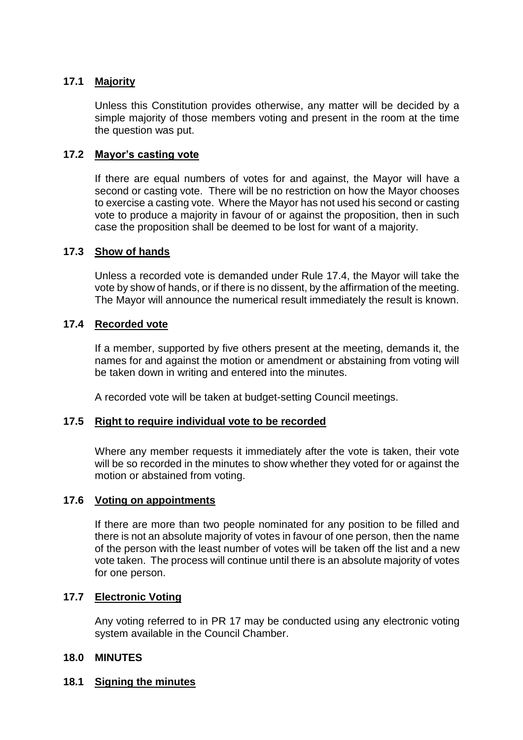### 17.1 Majority

Unless this Constitution provides otherwise, any matter will be decided by a simple majority of those members voting and present in the room at the time the question was put.

### 17.2 Mayor's casting vote

If there are equal numbers of votes for and against, the Mayor will have a second or casting vote. There will be no restriction on how the Mayor chooses to exercise a casting vote. Where the Mayor has not used his second or casting vote to produce a majority in favour of or against the proposition, then in such case the proposition shall be deemed to be lost for want of a majority.

### 17.3 Show of hands

Unless a recorded vote is demanded under Rule 17.4, the Mayor will take the vote by show of hands, or if there is no dissent, by the affirmation of the meeting. The Mayor will announce the numerical result immediately the result is known.

### 17.4 Recorded vote

If a member, supported by five others present at the meeting, demands it, the names for and against the motion or amendment or abstaining from voting will be taken down in writing and entered into the minutes.

A recorded vote will be taken at budget-setting Council meetings.

### 17.5 Right to require individual vote to be recorded

Where any member requests it immediately after the vote is taken, their vote will be so recorded in the minutes to show whether they voted for or against the motion or abstained from voting.

### 17.6 Voting on appointments

If there are more than two people nominated for any position to be filled and there is not an absolute majority of votes in favour of one person, then the name of the person with the least number of votes will be taken off the list and a new vote taken. The process will continue until there is an absolute majority of votes for one person.

### 17.7 Electronic Voting

Any voting referred to in PR 17 may be conducted using any electronic voting system available in the Council Chamber.

## 18.0 MINUTES

### 18.1 Signing the minutes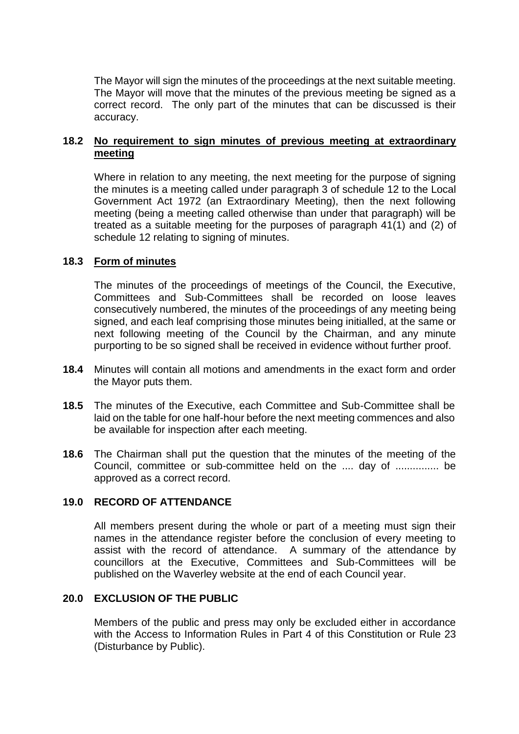The Mayor will sign the minutes of the proceedings at the next suitable meeting. The Mayor will move that the minutes of the previous meeting be signed as a correct record. The only part of the minutes that can be discussed is their accuracy.

**18.2 No requirement to sign minutes of previous meeting at extraordinary meeting**

Where in relation to any meeting, the next meeting for the purpose of signing the minutes is a meeting called under paragraph 3 of schedule 12 to the Local Government Act 1972 (an Extraordinary Meeting), then the next following meeting (being a meeting called otherwise than under that paragraph) will be treated as a suitable meeting for the purposes of paragraph 41(1) and (2) of schedule 12 relating to signing of minutes.

**18.3 Form of minutes**

The minutes of the proceedings of meetings of the Council, the Executive, Committees and Sub-Committees shall be recorded on loose leaves consecutively numbered, the minutes of the proceedings of any meeting being signed, and each leaf comprising those minutes being initialled, at the same or next following meeting of the Council by the Chairman, and any minute purporting to be so signed shall be received in evidence without further proof.

**18.4** Minutes will contain all motions and amendments in the exact form and order the Mayor puts them.

**18.5** The minutes of the Executive, each Committee and Sub-Committee shall be laid on the table for one half-hour before the next meeting commences and also be available for inspection after each meeting.

**18.6** The Chairman shall put the question that the minutes of the meeting of the Council, committee or sub-committee held on the .... day of ............... be approved as a correct record.

## 19.0 RECORD OF ATTENDANCE

All members present during the whole or part of a meeting must sign their names in the attendance register before the conclusion of every meeting to assist with the record of attendance. A summary of the attendance by councillors at the Executive, Committees and Sub-Committees will be published on the Waverley website at the end of each Council year.

## 20.0 EXCLUSION OF THE PUBLIC

Members of the public and press may only be excluded either in accordance with the Access to Information Rules in Part 4 of this Constitution or Rule 23 (Disturbance by Public).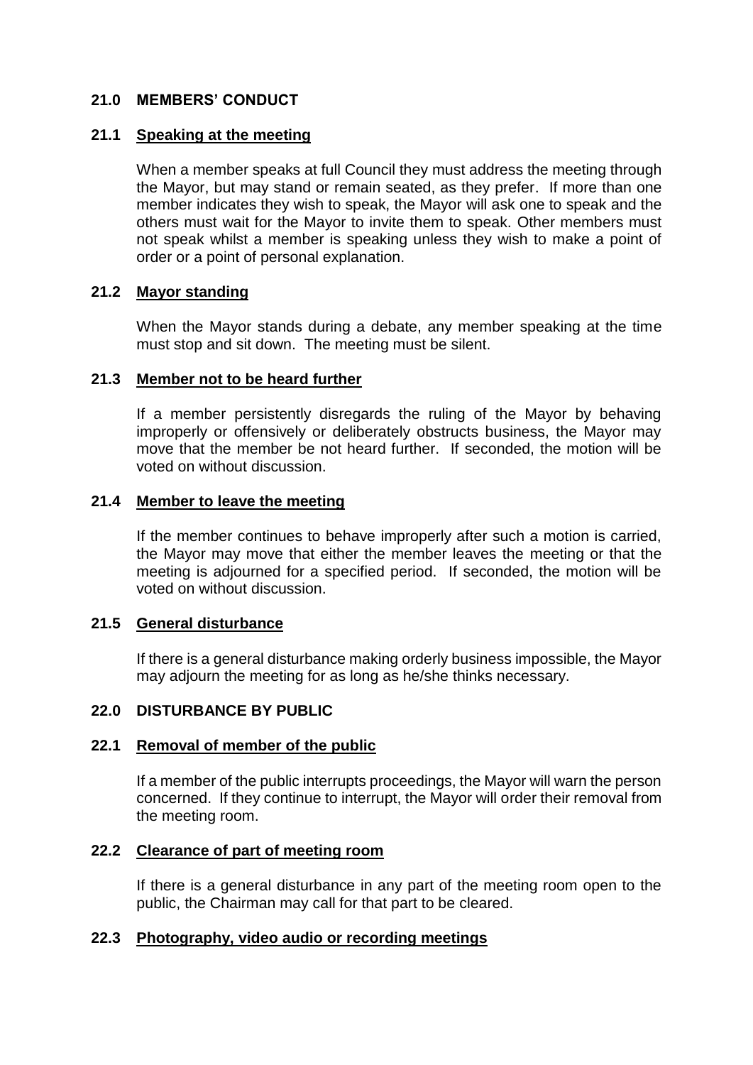## 21.0 MEMBERS' CONDUCT

### 21.1 Speaking at the meeting

When a member speaks at full Council they must address the meeting through the Mayor, but may stand or remain seated, as they prefer. If more than one member indicates they wish to speak, the Mayor will ask one to speak and the others must wait for the Mayor to invite them to speak. Other members must not speak whilst a member is speaking unless they wish to make a point of order or a point of personal explanation.

### 21.2 Mayor standing

When the Mayor stands during a debate, any member speaking at the time must stop and sit down. The meeting must be silent.

### 21.3 Member not to be heard further

If a member persistently disregards the ruling of the Mayor by behaving improperly or offensively or deliberately obstructs business, the Mayor may move that the member be not heard further. If seconded, the motion will be voted on without discussion.

### 21.4 Member to leave the meeting

If the member continues to behave improperly after such a motion is carried, the Mayor may move that either the member leaves the meeting or that the meeting is adjourned for a specified period. If seconded, the motion will be voted on without discussion.

### 21.5 General disturbance

If there is a general disturbance making orderly business impossible, the Mayor may adjourn the meeting for as long as he/she thinks necessary.

## 22.0 DISTURBANCE BY PUBLIC

### 22.1 Removal of member of the public

If a member of the public interrupts proceedings, the Mayor will warn the person concerned. If they continue to interrupt, the Mayor will order their removal from the meeting room.

### 22.2 Clearance of part of meeting room

If there is a general disturbance in any part of the meeting room open to the public, the Chairman may call for that part to be cleared.

### 22.3 Photography, video audio or recording meetings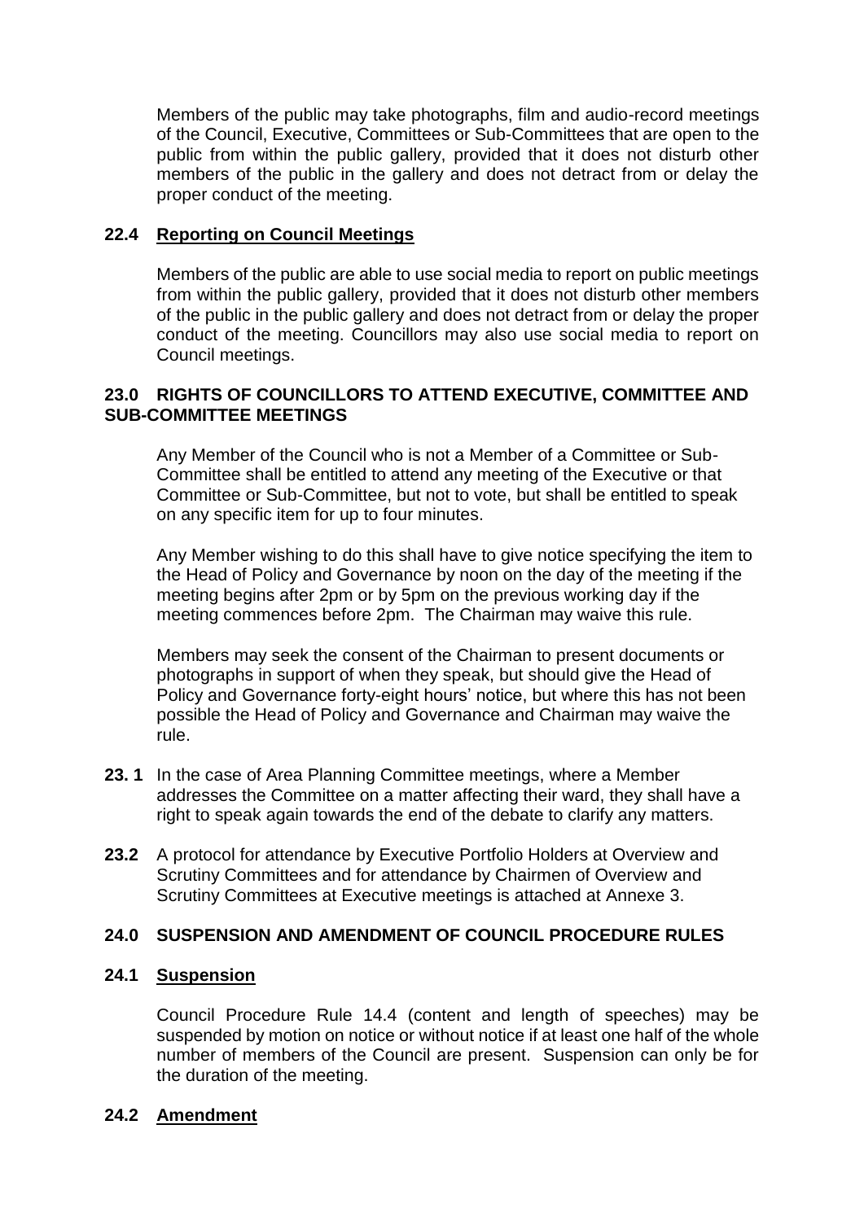Members of the public may take photographs, film and audio-record meetings of the Council, Executive, Committees or Sub-Committees that are open to the public from within the public gallery, provided that it does not disturb other members of the public in the gallery and does not detract from or delay the proper conduct of the meeting.

### 22.4 Reporting on Council Meetings

Members of the public are able to use social media to report on public meetings from within the public gallery, provided that it does not disturb other members of the public in the public gallery and does not detract from or delay the proper conduct of the meeting. Councillors may also use social media to report on Council meetings.

## 23.0 RIGHTS OF COUNCILLORS TO ATTEND EXECUTIVE, COMMITTEE AND SUB-COMMITTEE MEETINGS

Any Member of the Council who is not a Member of a Committee or Sub-Committee shall be entitled to attend any meeting of the Executive or that Committee or Sub-Committee, but not to vote, but shall be entitled to speak on any specific item for up to four minutes.

Any Member wishing to do this shall have to give notice specifying the item to the Head of Policy and Governance by noon on the day of the meeting if the meeting begins after 2pm or by 5pm on the previous working day if the meeting commences before 2pm. The Chairman may waive this rule.

Members may seek the consent of the Chairman to present documents or photographs in support of when they speak, but should give the Head of Policy and Governance forty-eight hours' notice, but where this has not been possible the Head of Policy and Governance and Chairman may waive the rule.

**23. 1** In the case of Area Planning Committee meetings, where a Member addresses the Committee on a matter affecting their ward, they shall have a right to speak again towards the end of the debate to clarify any matters.

**23.2** A protocol for attendance by Executive Portfolio Holders at Overview and Scrutiny Committees and for attendance by Chairmen of Overview and Scrutiny Committees at Executive meetings is attached at Annexe 3.

## 24.0 SUSPENSION AND AMENDMENT OF COUNCIL PROCEDURE RULES

### 24.1 Suspension

Council Procedure Rule 14.4 (content and length of speeches) may be suspended by motion on notice or without notice if at least one half of the whole number of members of the Council are present. Suspension can only be for the duration of the meeting.

### 24.2 Amendment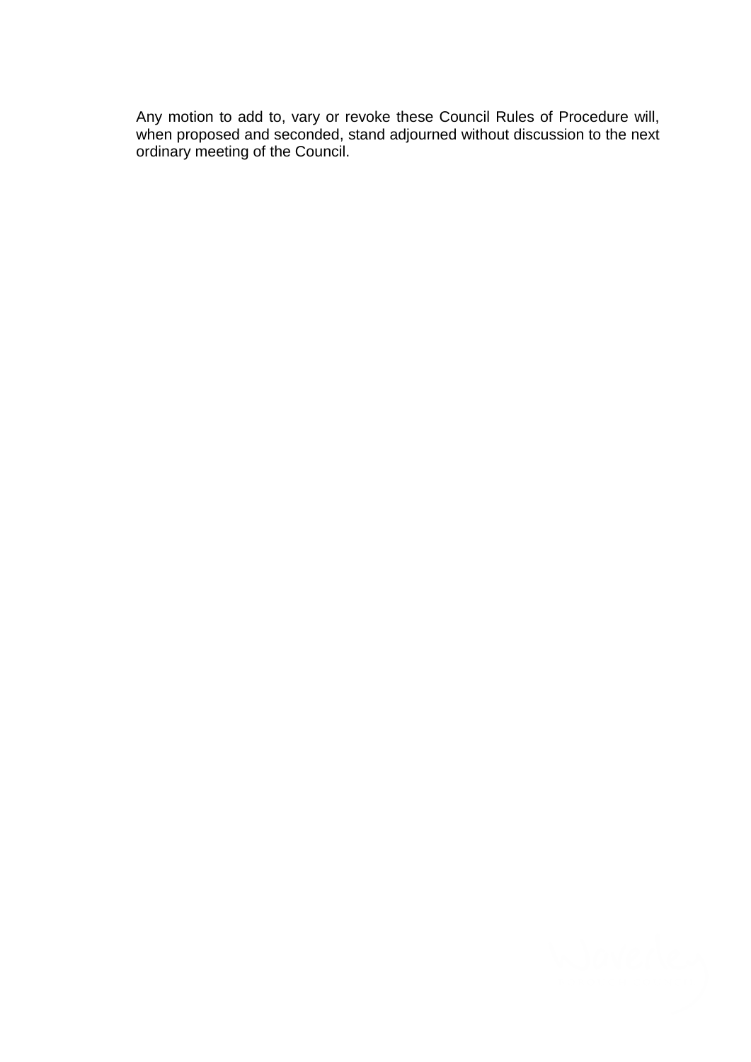Any motion to add to, vary or revoke these Council Rules of Procedure will, when proposed and seconded, stand adjourned without discussion to the next ordinary meeting of the Council.